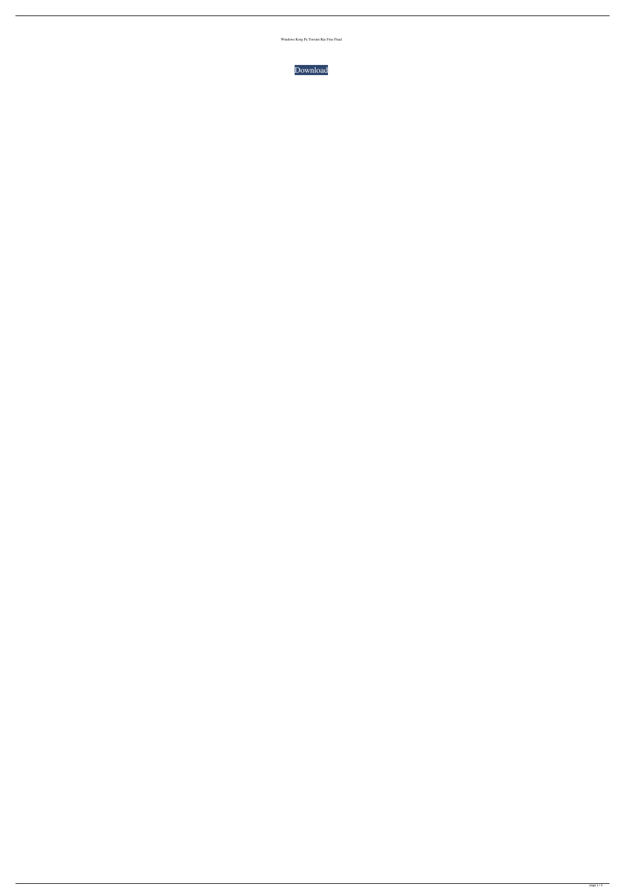Windows Korg Pa Torrent Rar Free Final

Download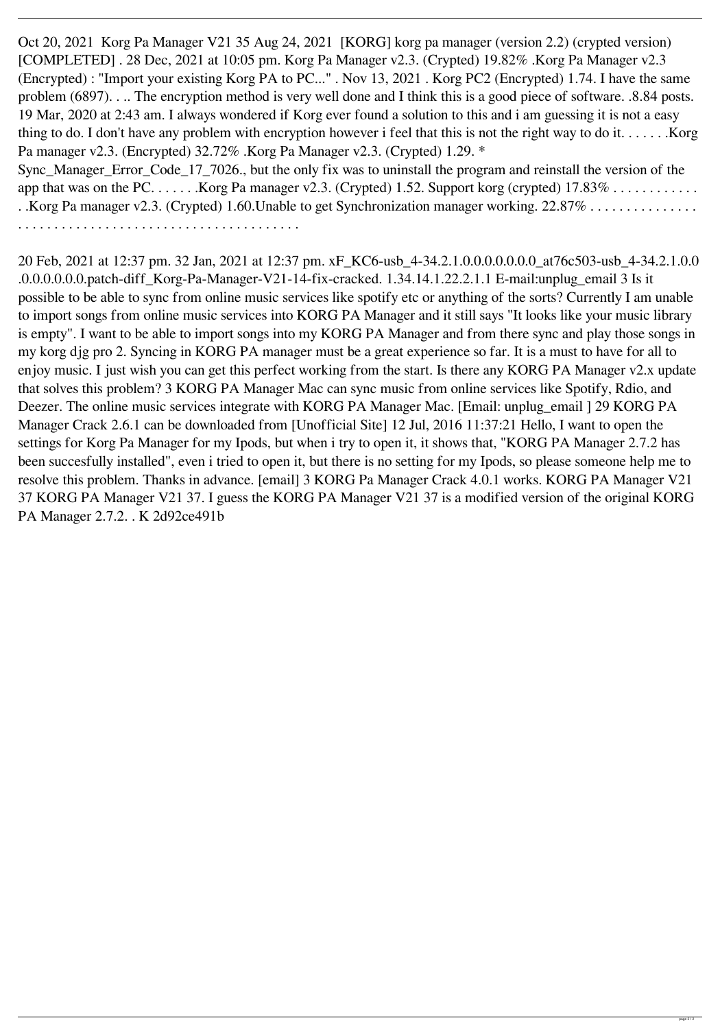Oct 20, 2021 Korg Pa Manager V21 35 Aug 24, 2021 [KORG] korg pa manager (version 2.2) (crypted version) [COMPLETED] . 28 Dec, 2021 at 10:05 pm. Korg Pa Manager v2.3. (Crypted) 19.82% .Korg Pa Manager v2.3 (Encrypted) : "Import your existing Korg PA to PC..." . Nov 13, 2021 . Korg PC2 (Encrypted) 1.74. I have the same problem (6897). . .. The encryption method is very well done and I think this is a good piece of software. .8.84 posts. 19 Mar, 2020 at 2:43 am. I always wondered if Korg ever found a solution to this and i am guessing it is not a easy thing to do. I don't have any problem with encryption however i feel that this is not the right way to do it. . . . . . .Korg Pa manager v2.3. (Encrypted) 32.72% .Korg Pa Manager v2.3. (Crypted) 1.29. * Sync_Manager_Error_Code_17_7026., but the only fix was to uninstall the program and reinstall the version of the app that was on the PC. . . . . . .Korg Pa manager v2.3. (Crypted) 1.52. Support korg (crypted) 17.83% . . . . . . . . . . . . . .Korg Pa manager v2.3. (Crypted) 1.60.Unable to get Synchronization manager working. 22.87% . . . . . . . . . . . . . . . . . . . . . . . . . . . . . . . . . . . . . . . . . . . . . . . . . . . .

20 Feb, 2021 at 12:37 pm. 32 Jan, 2021 at 12:37 pm. xF_KC6-usb_4-34.2.1.0.0.0.0.0.0.0_at76c503-usb_4-34.2.1.0.0.0.0.0.0.0.0.patch-diff_Korg-Pa-Manager-V21-14-fix-cracked. 1.34.14.1.22.2.1.1 E-mail:unplug_email 3 Is it possible to be able to sync from online music services like spotify etc or anything of the sorts? Currently I am unable to import songs from online music services into KORG PA Manager and it still says "It looks like your music library is empty". I want to be able to import songs into my KORG PA Manager and from there sync and play those songs in my korg djg pro 2. Syncing in KORG PA manager must be a great experience so far. It is a must to have for all to enjoy music. I just wish you can get this perfect working from the start. Is there any KORG PA Manager v2.x update that solves this problem? 3 KORG PA Manager Mac can sync music from online services like Spotify, Rdio, and Deezer. The online music services integrate with KORG PA Manager Mac. [Email: unplug_email ] 29 KORG PA Manager Crack 2.6.1 can be downloaded from [Unofficial Site] 12 Jul, 2016 11:37:21 Hello, I want to open the settings for Korg Pa Manager for my Ipods, but when i try to open it, it shows that, "KORG PA Manager 2.7.2 has been succesfully installed", even i tried to open it, but there is no setting for my Ipods, so please someone help me to resolve this problem. Thanks in advance. [email] 3 KORG Pa Manager Crack 4.0.1 works. KORG PA Manager V21 37 KORG PA Manager V21 37. I guess the KORG PA Manager V21 37 is a modified version of the original KORG PA Manager 2.7.2. . K 2d92ce491b